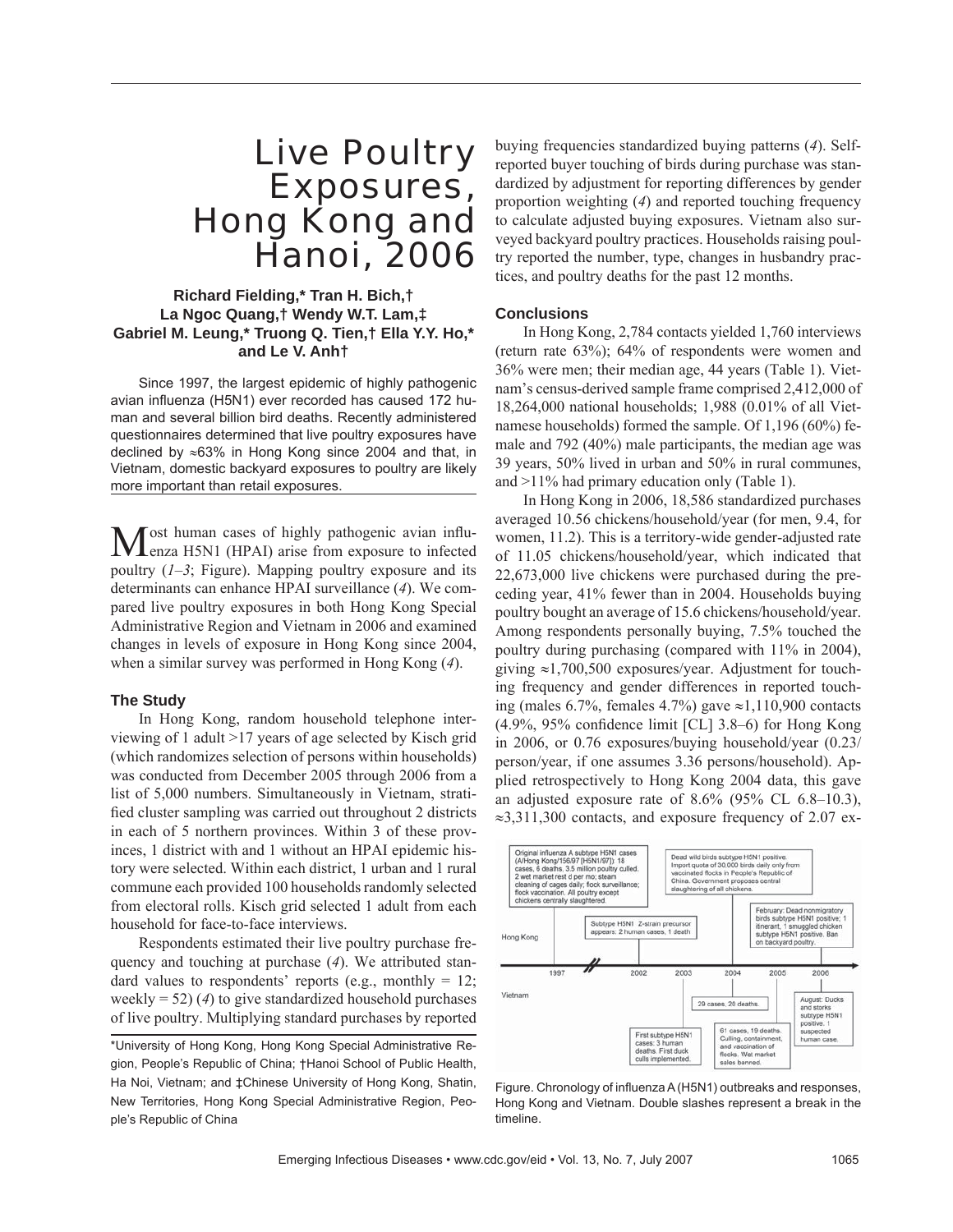# Live Poultry Exposures, Hong Kong and Hanoi, 2006

**Richard Fielding,\* Tran H. Bich,† La Ngoc Quang,† Wendy W.T. Lam,‡ Gabriel M. Leung,\* Truong Q. Tien,† Ella Y.Y. Ho,\* and Le V. Anh†**

Since 1997, the largest epidemic of highly pathogenic avian influenza (H5N1) ever recorded has caused 172 human and several billion bird deaths. Recently administered questionnaires determined that live poultry exposures have declined by ≈63% in Hong Kong since 2004 and that, in Vietnam, domestic backyard exposures to poultry are likely more important than retail exposures.

Most human cases of highly pathogenic avian influenza H5N1 (HPAI) arise from exposure to infected poultry (*1–3*; Figure). Mapping poultry exposure and its determinants can enhance HPAI surveillance (*4*). We compared live poultry exposures in both Hong Kong Special Administrative Region and Vietnam in 2006 and examined changes in levels of exposure in Hong Kong since 2004, when a similar survey was performed in Hong Kong (*4*).

## The Study

In Hong Kong, random household telephone interviewing of 1 adult >17 years of age selected by Kisch grid (which randomizes selection of persons within households) was conducted from December 2005 through 2006 from a list of 5,000 numbers. Simultaneously in Vietnam, stratified cluster sampling was carried out throughout 2 districts in each of 5 northern provinces. Within 3 of these provinces, 1 district with and 1 without an HPAI epidemic history were selected. Within each district, 1 urban and 1 rural commune each provided 100 households randomly selected from electoral rolls. Kisch grid selected 1 adult from each household for face-to-face interviews.

Respondents estimated their live poultry purchase frequency and touching at purchase (*4*). We attributed standard values to respondents' reports (e.g., monthly = 12; weekly = 52) (*4*) to give standardized household purchases of live poultry. Multiplying standard purchases by reported buying frequencies standardized buying patterns (*4*). Self-reported buyer touching of birds during purchase was standardized by adjustment for reporting differences by gender proportion weighting (*4*) and reported touching frequency to calculate adjusted buying exposures. Vietnam also surveyed backyard poultry practices. Households raising poultry reported the number, type, changes in husbandry practices, and poultry deaths for the past 12 months.

## Conclusions

In Hong Kong, 2,784 contacts yielded 1,760 interviews (return rate 63%); 64% of respondents were women and 36% were men; their median age, 44 years (Table 1). Vietnam's census-derived sample frame comprised 2,412,000 of 18,264,000 national households; 1,988 (0.01% of all Vietnamese households) formed the sample. Of 1,196 (60%) female and 792 (40%) male participants, the median age was 39 years, 50% lived in urban and 50% in rural communes, and >11% had primary education only (Table 1).

In Hong Kong in 2006, 18,586 standardized purchases averaged 10.56 chickens/household/year (for men, 9.4, for women, 11.2). This is a territory-wide gender-adjusted rate of 11.05 chickens/household/year, which indicated that 22,673,000 live chickens were purchased during the preceding year, 41% fewer than in 2004. Households buying poultry bought an average of 15.6 chickens/household/year. Among respondents personally buying, 7.5% touched the poultry during purchasing (compared with 11% in 2004), giving ≈1,700,500 exposures/year. Adjustment for touching frequency and gender differences in reported touching (males 6.7%, females 4.7%) gave ≈1,110,900 contacts (4.9%, 95% confidence limit [CL] 3.8–6) for Hong Kong in 2006, or 0.76 exposures/buying household/year (0.23/person/year, if one assumes 3.36 persons/household). Applied retrospectively to Hong Kong 2004 data, this gave an adjusted exposure rate of 8.6% (95% CL 6.8–10.3), ≈3,311,300 contacts, and exposure frequency of 2.07 ex-

Figure. Chronology of influenza A (H5N1) outbreaks and responses, Hong Kong and Vietnam. Double slashes represent a break in the timeline.

\*University of Hong Kong, Hong Kong Special Administrative Region, People's Republic of China; †Hanoi School of Public Health, Ha Noi, Vietnam; and ‡Chinese University of Hong Kong, Shatin, New Territories, Hong Kong Special Administrative Region, People's Republic of China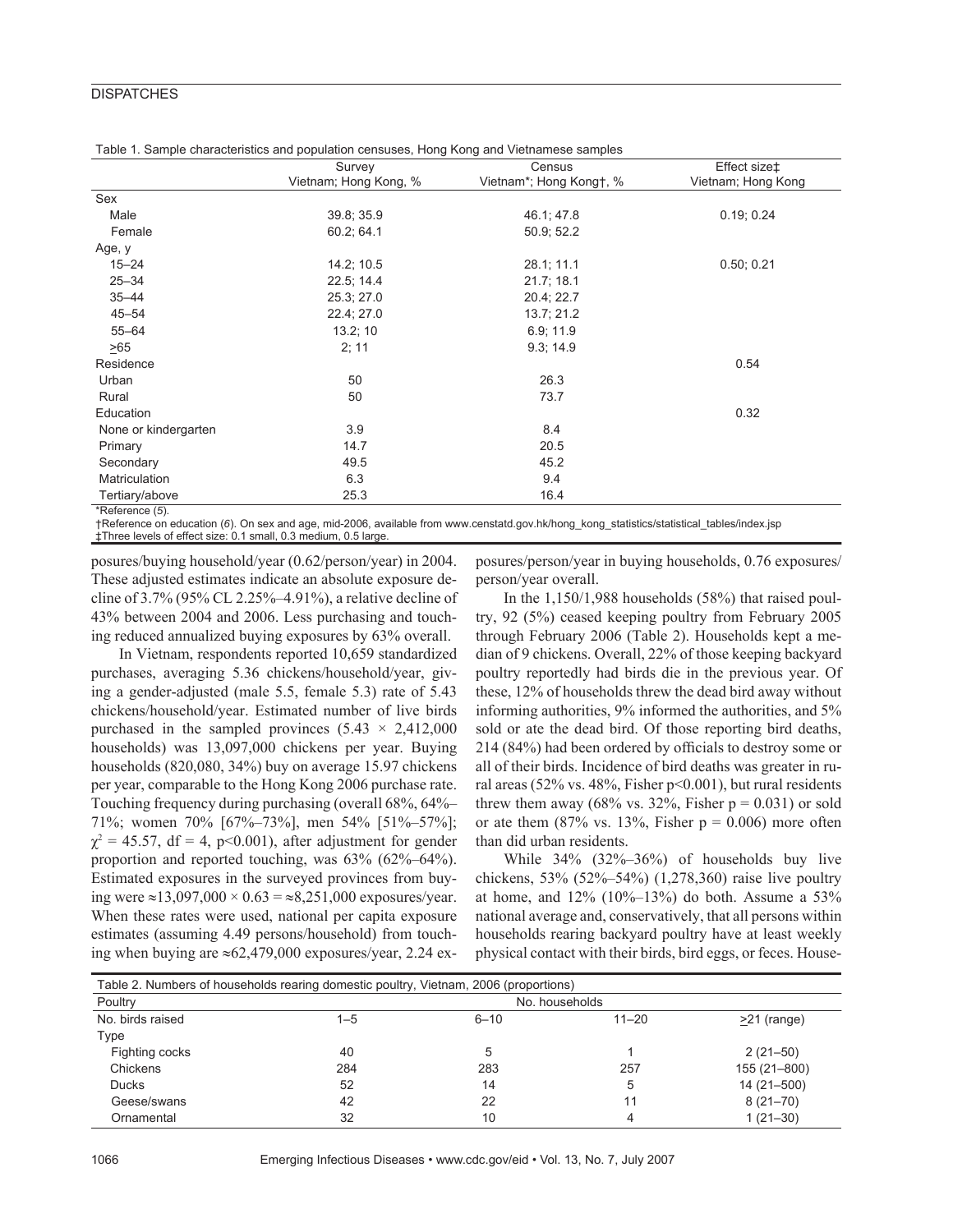Table 1. Sample characteristics and population censuses, Hong Kong and Vietnamese samples

| | Survey Vietnam; Hong Kong, % | Census Vietnam*; Hong Kong†, % | Effect size‡ Vietnam; Hong Kong |
|---|---|---|---|
| Sex | | | |
| Male | 39.8; 35.9 | 46.1; 47.8 | 0.19; 0.24 |
| Female | 60.2; 64.1 | 50.9; 52.2 | |
| Age, y | | | |
| 15–24 | 14.2; 10.5 | 28.1; 11.1 | 0.50; 0.21 |
| 25–34 | 22.5; 14.4 | 21.7; 18.1 | |
| 35–44 | 25.3; 27.0 | 20.4; 22.7 | |
| 45–54 | 22.4; 27.0 | 13.7; 21.2 | |
| 55–64 | 13.2; 10 | 6.9; 11.9 | |
| ≥65 | 2; 11 | 9.3; 14.9 | |
| Residence | | | 0.54 |
| Urban | 50 | 26.3 | |
| Rural | 50 | 73.7 | |
| Education | | | 0.32 |
| None or kindergarten | 3.9 | 8.4 | |
| Primary | 14.7 | 20.5 | |
| Secondary | 49.5 | 45.2 | |
| Matriculation | 6.3 | 9.4 | |
| Tertiary/above | 25.3 | 16.4 | |

*Reference (5).
†Reference on education (6). On sex and age, mid-2006, available from www.censtatd.gov.hk/hong_kong_statistics/statistical_tables/index.jsp
‡Three levels of effect size: 0.1 small, 0.3 medium, 0.5 large.

posures/buying household/year (0.62/person/year) in 2004. These adjusted estimates indicate an absolute exposure decline of 3.7% (95% CL 2.25%–4.91%), a relative decline of 43% between 2004 and 2006. Less purchasing and touching reduced annualized buying exposures by 63% overall.

In Vietnam, respondents reported 10,659 standardized purchases, averaging 5.36 chickens/household/year, giving a gender-adjusted (male 5.5, female 5.3) rate of 5.43 chickens/household/year. Estimated number of live birds purchased in the sampled provinces ($5.43 \times 2{,}412{,}000$ households) was 13,097,000 chickens per year. Buying households (820,080, 34%) buy on average 15.97 chickens per year, comparable to the Hong Kong 2006 purchase rate. Touching frequency during purchasing (overall 68%, 64%–71%; women 70% [67%–73%], men 54% [51%–57%]; $\chi^2 = 45.57$, df = 4, $p<0.001$), after adjustment for gender proportion and reported touching, was 63% (62%–64%). Estimated exposures in the surveyed provinces from buying were $\approx 13{,}097{,}000 \times 0.63 = \approx 8{,}251{,}000$ exposures/year. When these rates were used, national per capita exposure estimates (assuming 4.49 persons/household) from touching when buying are ≈62,479,000 exposures/year, 2.24 exposures/person/year in buying households, 0.76 exposures/person/year overall.

In the 1,150/1,988 households (58%) that raised poultry, 92 (5%) ceased keeping poultry from February 2005 through February 2006 (Table 2). Households kept a median of 9 chickens. Overall, 22% of those keeping backyard poultry reportedly had birds die in the previous year. Of these, 12% of households threw the dead bird away without informing authorities, 9% informed the authorities, and 5% sold or ate the dead bird. Of those reporting bird deaths, 214 (84%) had been ordered by officials to destroy some or all of their birds. Incidence of bird deaths was greater in rural areas (52% vs. 48%, Fisher $p<0.001$), but rural residents threw them away (68% vs. 32%, Fisher $p = 0.031$) or sold or ate them (87% vs. 13%, Fisher $p = 0.006$) more often than did urban residents.

While 34% (32%–36%) of households buy live chickens, 53% (52%–54%) (1,278,360) raise live poultry at home, and 12% (10%–13%) do both. Assume a 53% national average and, conservatively, that all persons within households rearing backyard poultry have at least weekly physical contact with their birds, bird eggs, or feces. House-

Table 2. Numbers of households rearing domestic poultry, Vietnam, 2006 (proportions)

| Poultry | No. households | | | |
|---|---|---|---|---|
| No. birds raised | 1–5 | 6–10 | 11–20 | ≥21 (range) |
| Type | | | | |
| Fighting cocks | 40 | 5 | 1 | 2 (21–50) |
| Chickens | 284 | 283 | 257 | 155 (21–800) |
| Ducks | 52 | 14 | 5 | 14 (21–500) |
| Geese/swans | 42 | 22 | 11 | 8 (21–70) |
| Ornamental | 32 | 10 | 4 | 1 (21–30) |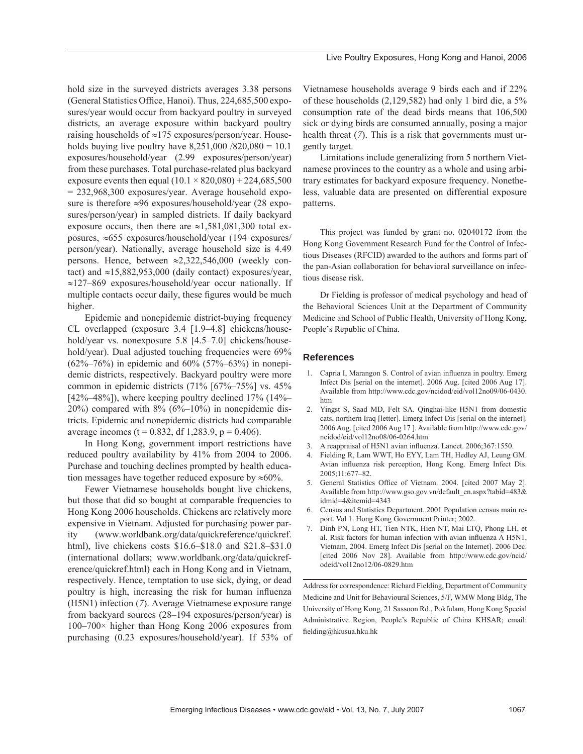hold size in the surveyed districts averages 3.38 persons (General Statistics Office, Hanoi). Thus, 224,685,500 exposures/year would occur from backyard poultry in surveyed districts, an average exposure within backyard poultry raising households of ≈175 exposures/person/year. Households buying live poultry have 8,251,000 /820,080 = 10.1 exposures/household/year (2.99 exposures/person/year) from these purchases. Total purchase-related plus backyard exposure events then equal $(10.1 \times 820{,}080) + 224{,}685{,}500 = 232{,}968{,}300$ exposures/year. Average household exposure is therefore ≈96 exposures/household/year (28 exposures/person/year) in sampled districts. If daily backyard exposure occurs, then there are ≈1,581,081,300 total exposures, ≈655 exposures/household/year (194 exposures/person/year). Nationally, average household size is 4.49 persons. Hence, between ≈2,322,546,000 (weekly contact) and ≈15,882,953,000 (daily contact) exposures/year, ≈127–869 exposures/household/year occur nationally. If multiple contacts occur daily, these figures would be much higher.

Epidemic and nonepidemic district-buying frequency CL overlapped (exposure 3.4 [1.9–4.8] chickens/household/year vs. nonexposure 5.8 [4.5–7.0] chickens/household/year). Dual adjusted touching frequencies were 69% (62%–76%) in epidemic and 60% (57%–63%) in nonepidemic districts, respectively. Backyard poultry were more common in epidemic districts (71% [67%–75%] vs. 45% [42%–48%]), where keeping poultry declined 17% (14%–20%) compared with 8% (6%–10%) in nonepidemic districts. Epidemic and nonepidemic districts had comparable average incomes ($t = 0.832$, df 1,283.9, $p = 0.406$).

In Hong Kong, government import restrictions have reduced poultry availability by 41% from 2004 to 2006. Purchase and touching declines prompted by health education messages have together reduced exposure by ≈60%.

Fewer Vietnamese households bought live chickens, but those that did so bought at comparable frequencies to Hong Kong 2006 households. Chickens are relatively more expensive in Vietnam. Adjusted for purchasing power parity (www.worldbank.org/data/quickreference/quickref.html), live chickens costs \$16.6–\$18.0 and \$21.8–\$31.0 (international dollars; www.worldbank.org/data/quickreference/quickref.html) each in Hong Kong and in Vietnam, respectively. Hence, temptation to use sick, dying, or dead poultry is high, increasing the risk for human influenza (H5N1) infection (*7*). Average Vietnamese exposure range from backyard sources (28–194 exposures/person/year) is 100–700× higher than Hong Kong 2006 exposures from purchasing (0.23 exposures/household/year). If 53% of Vietnamese households average 9 birds each and if 22% of these households (2,129,582) had only 1 bird die, a 5% consumption rate of the dead birds means that 106,500 sick or dying birds are consumed annually, posing a major health threat (*7*). This is a risk that governments must urgently target.

Limitations include generalizing from 5 northern Vietnamese provinces to the country as a whole and using arbitrary estimates for backyard exposure frequency. Nonetheless, valuable data are presented on differential exposure patterns.

This project was funded by grant no. 02040172 from the Hong Kong Government Research Fund for the Control of Infectious Diseases (RFCID) awarded to the authors and forms part of the pan-Asian collaboration for behavioral surveillance on infectious disease risk.

Dr Fielding is professor of medical psychology and head of the Behavioral Sciences Unit at the Department of Community Medicine and School of Public Health, University of Hong Kong, People's Republic of China.

## References

1. Capria I, Marangon S. Control of avian influenza in poultry. Emerg Infect Dis [serial on the internet]. 2006 Aug. [cited 2006 Aug 17]. Available from http://www.cdc.gov/ncidod/eid/vol12no09/06-0430.htm
2. Yingst S, Saad MD, Felt SA. Qinghai-like H5N1 from domestic cats, northern Iraq [letter]. Emerg Infect Dis [serial on the internet]. 2006 Aug. [cited 2006 Aug 17 ]. Available from http://www.cdc.gov/ncidod/eid/vol12no08/06-0264.htm
3. A reappraisal of H5N1 avian influenza. Lancet. 2006;367:1550.
4. Fielding R, Lam WWT, Ho EYY, Lam TH, Hedley AJ, Leung GM. Avian influenza risk perception, Hong Kong. Emerg Infect Dis. 2005;11:677–82.
5. General Statistics Office of Vietnam. 2004. [cited 2007 May 2]. Available from http://www.gso.gov.vn/default_en.aspx?tabid=483&idmid=4&itemid=4343
6. Census and Statistics Department. 2001 Population census main report. Vol 1. Hong Kong Government Printer; 2002.
7. Dinh PN, Long HT, Tien NTK, Hien NT, Mai LTQ, Phong LH, et al. Risk factors for human infection with avian influenza A H5N1, Vietnam, 2004. Emerg Infect Dis [serial on the Internet]. 2006 Dec. [cited 2006 Nov 28]. Available from http://www.cdc.gov/ncid/odeid/vol12no12/06-0829.htm

Address for correspondence: Richard Fielding, Department of Community Medicine and Unit for Behavioural Sciences, 5/F, WMW Mong Bldg, The University of Hong Kong, 21 Sassoon Rd., Pokfulam, Hong Kong Special Administrative Region, People's Republic of China KHSAR; email: fielding@hkusua.hku.hk